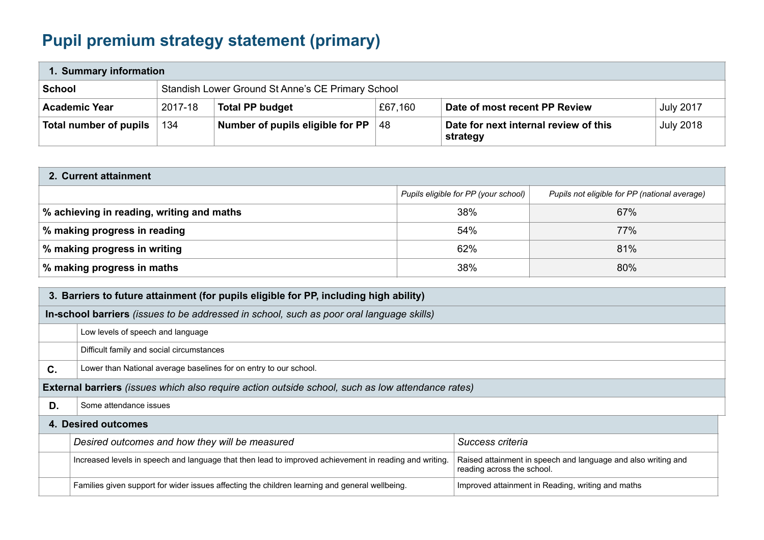# Pupil premium strategy statement (primary)

| 1. Summary information | | | | | |
|---|---|---|---|---|---|
| **School** | Standish Lower Ground St Anne's CE Primary School | | | | |
| **Academic Year** | 2017-18 | **Total PP budget** | £67,160 | **Date of most recent PP Review** | July 2017 |
| **Total number of pupils** | 134 | **Number of pupils eligible for PP** | 48 | **Date for next internal review of this strategy** | July 2018 |

| 2. Current attainment | | |
|---|---|---|
| | *Pupils eligible for PP (your school)* | *Pupils not eligible for PP (national average)* |
| **% achieving in reading, writing and maths** | 38% | 67% |
| **% making progress in reading** | 54% | 77% |
| **% making progress in writing** | 62% | 81% |
| **% making progress in maths** | 38% | 80% |

| 3. Barriers to future attainment (for pupils eligible for PP, including high ability) | |
|---|---|
| **In-school barriers** *(issues to be addressed in school, such as poor oral language skills)* | |
| | Low levels of speech and language |
| | Difficult family and social circumstances |
| **C.** | Lower than National average baselines for on entry to our school. |
| **External barriers** *(issues which also require action outside school, such as low attendance rates)* | |
| **D.** | Some attendance issues |

| 4. Desired outcomes | | |
|---|---|---|
| | *Desired outcomes and how they will be measured* | *Success criteria* |
| | Increased levels in speech and language that then lead to improved achievement in reading and writing. | Raised attainment in speech and language and also writing and reading across the school. |
| | Families given support for wider issues affecting the children learning and general wellbeing. | Improved attainment in Reading, writing and maths |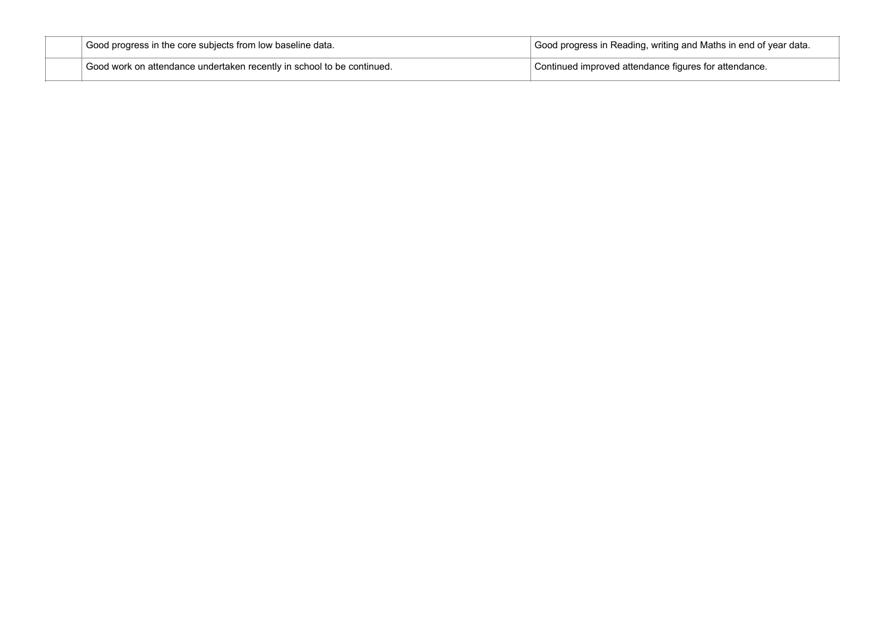| | | |
|---|---|---|
| | Good progress in the core subjects from low baseline data. | Good progress in Reading, writing and Maths in end of year data. |
| | Good work on attendance undertaken recently in school to be continued. | Continued improved attendance figures for attendance. |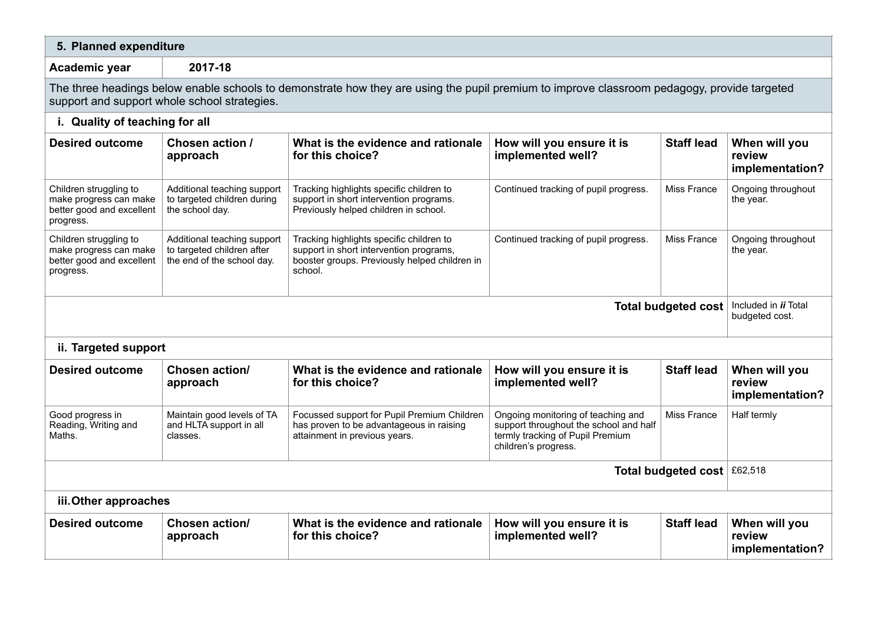## 5. Planned expenditure

**Academic year** **2017-18**

The three headings below enable schools to demonstrate how they are using the pupil premium to improve classroom pedagogy, provide targeted support and support whole school strategies.

### i. Quality of teaching for all

| Desired outcome | Chosen action / approach | What is the evidence and rationale for this choice? | How will you ensure it is implemented well? | Staff lead | When will you review implementation? |
|---|---|---|---|---|---|
| Children struggling to make progress can make better good and excellent progress. | Additional teaching support to targeted children during the school day. | Tracking highlights specific children to support in short intervention programs. Previously helped children in school. | Continued tracking of pupil progress. | Miss France | Ongoing throughout the year. |
| Children struggling to make progress can make better good and excellent progress. | Additional teaching support to targeted children after the end of the school day. | Tracking highlights specific children to support in short intervention programs, booster groups. Previously helped children in school. | Continued tracking of pupil progress. | Miss France | Ongoing throughout the year. |
| | | | | **Total budgeted cost** | Included in ***ii*** Total budgeted cost. |

### ii. Targeted support

| Desired outcome | Chosen action/ approach | What is the evidence and rationale for this choice? | How will you ensure it is implemented well? | Staff lead | When will you review implementation? |
|---|---|---|---|---|---|
| Good progress in Reading, Writing and Maths. | Maintain good levels of TA and HLTA support in all classes. | Focussed support for Pupil Premium Children has proven to be advantageous in raising attainment in previous years. | Ongoing monitoring of teaching and support throughout the school and half termly tracking of Pupil Premium children's progress. | Miss France | Half termly |
| | | | | **Total budgeted cost** | £62,518 |

### iii. Other approaches

| Desired outcome | Chosen action/ approach | What is the evidence and rationale for this choice? | How will you ensure it is implemented well? | Staff lead | When will you review implementation? |
|---|---|---|---|---|---|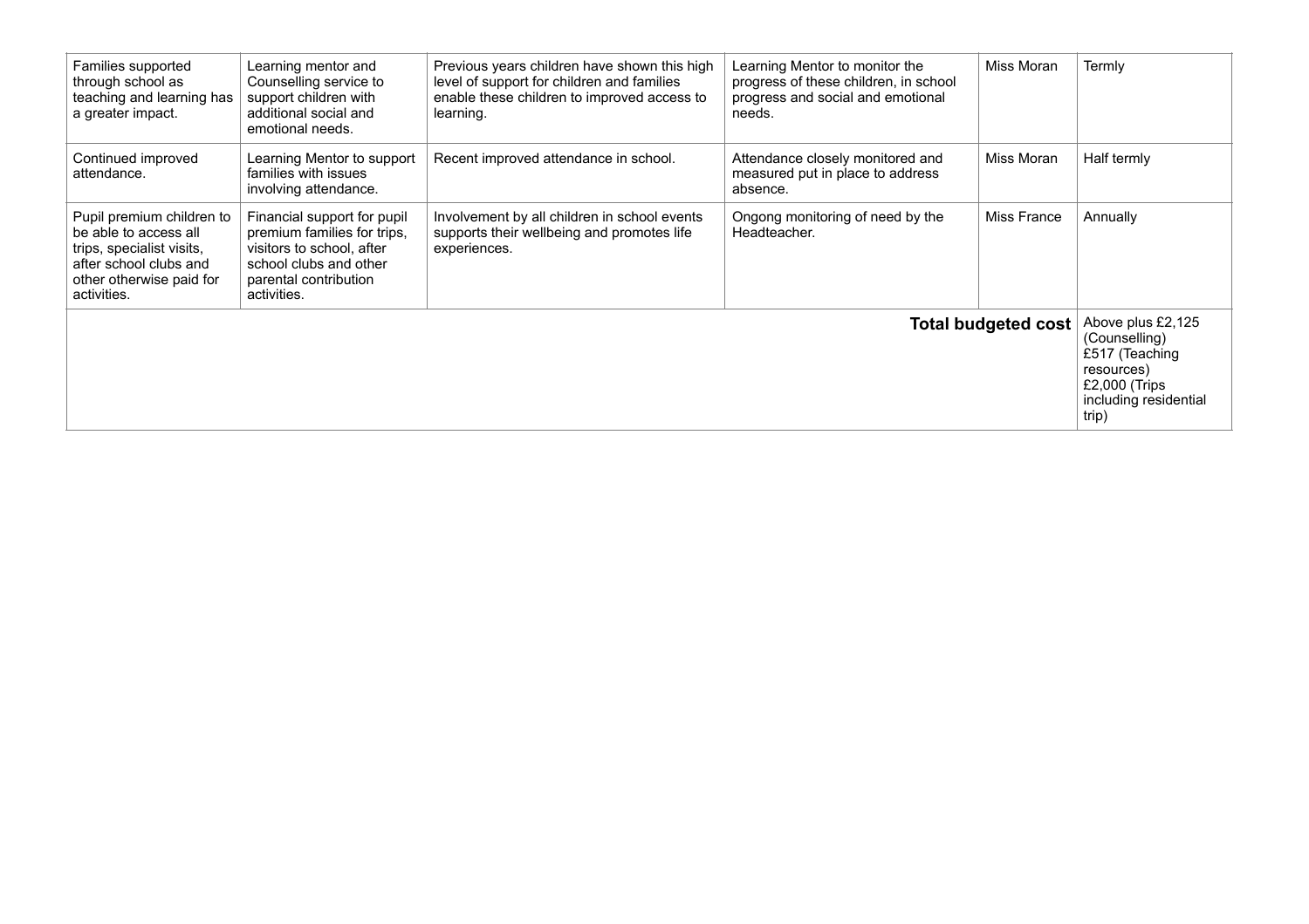| | | | | | |
|---|---|---|---|---|---|
| Families supported through school as teaching and learning has a greater impact. | Learning mentor and Counselling service to support children with additional social and emotional needs. | Previous years children have shown this high level of support for children and families enable these children to improved access to learning. | Learning Mentor to monitor the progress of these children, in school progress and social and emotional needs. | Miss Moran | Termly |
| Continued improved attendance. | Learning Mentor to support families with issues involving attendance. | Recent improved attendance in school. | Attendance closely monitored and measured put in place to address absence. | Miss Moran | Half termly |
| Pupil premium children to be able to access all trips, specialist visits, after school clubs and other otherwise paid for activities. | Financial support for pupil premium families for trips, visitors to school, after school clubs and other parental contribution activities. | Involvement by all children in school events supports their wellbeing and promotes life experiences. | Ongong monitoring of need by the Headteacher. | Miss France | Annually |
| | | | | **Total budgeted cost** | Above plus £2,125 (Counselling) £517 (Teaching resources) £2,000 (Trips including residential trip) |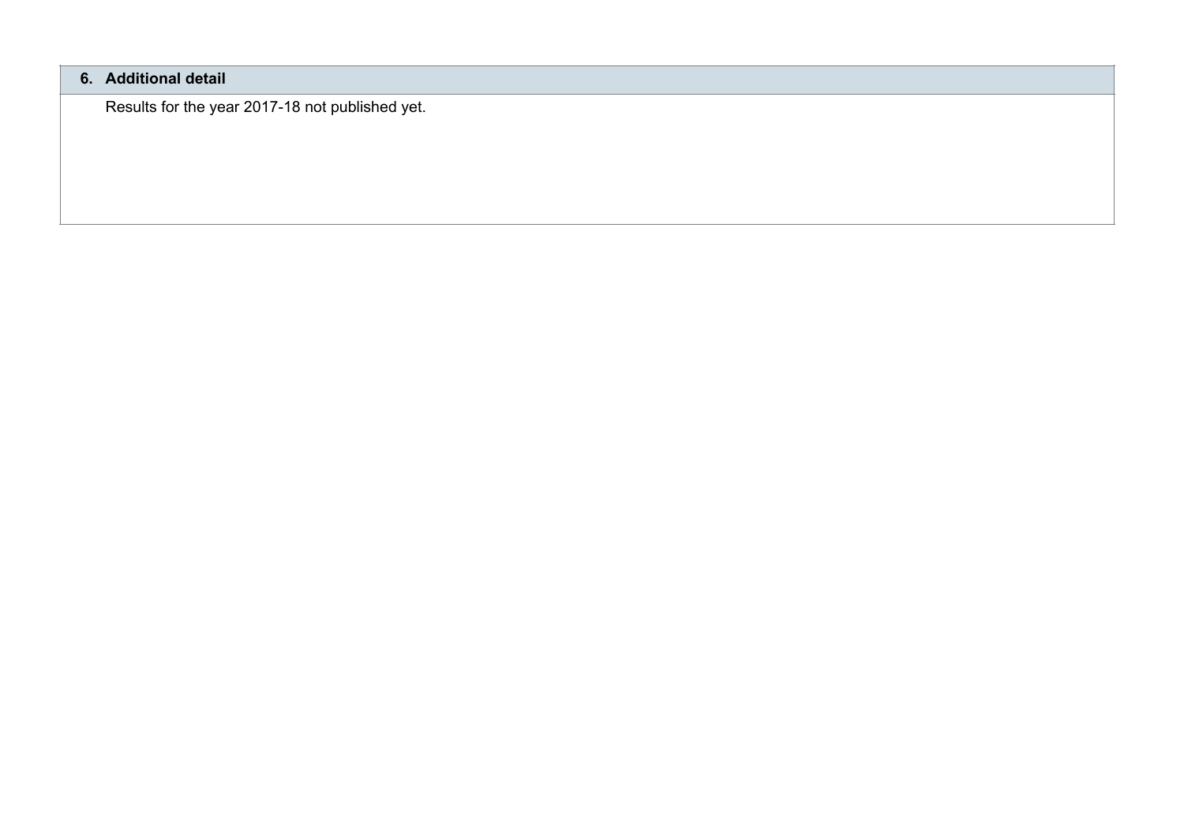## 6. Additional detail

Results for the year 2017-18 not published yet.